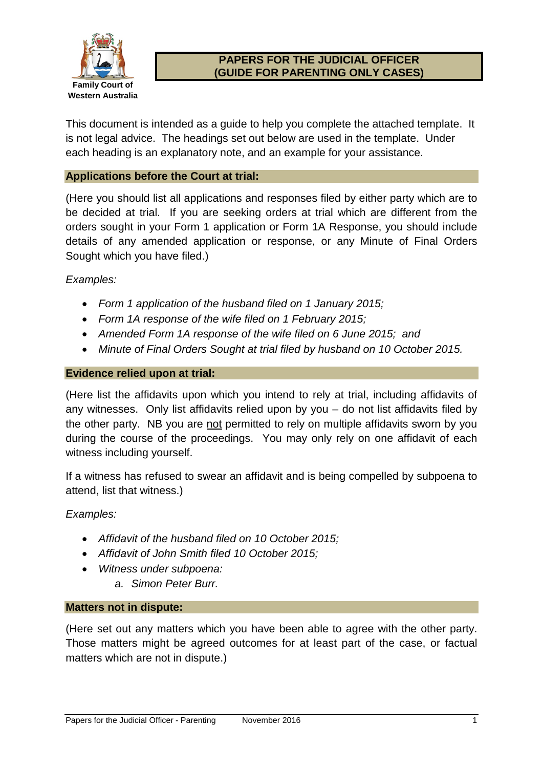Family Court of Western Australia

# PAPERS FOR THE JUDICIAL OFFICER (GUIDE FOR PARENTING ONLY CASES)

This document is intended as a guide to help you complete the attached template. It is not legal advice. The headings set out below are used in the template. Under each heading is an explanatory note, and an example for your assistance.

## Applications before the Court at trial:

(Here you should list all applications and responses filed by either party which are to be decided at trial. If you are seeking orders at trial which are different from the orders sought in your Form 1 application or Form 1A Response, you should include details of any amended application or response, or any Minute of Final Orders Sought which you have filed.)

*Examples:*

- *Form 1 application of the husband filed on 1 January 2015;*
- *Form 1A response of the wife filed on 1 February 2015;*
- *Amended Form 1A response of the wife filed on 6 June 2015; and*
- *Minute of Final Orders Sought at trial filed by husband on 10 October 2015.*

## Evidence relied upon at trial:

(Here list the affidavits upon which you intend to rely at trial, including affidavits of any witnesses. Only list affidavits relied upon by you – do not list affidavits filed by the other party. NB you are not permitted to rely on multiple affidavits sworn by you during the course of the proceedings. You may only rely on one affidavit of each witness including yourself.

If a witness has refused to swear an affidavit and is being compelled by subpoena to attend, list that witness.)

*Examples:*

- *Affidavit of the husband filed on 10 October 2015;*
- *Affidavit of John Smith filed 10 October 2015;*
- *Witness under subpoena:*
    - *a. Simon Peter Burr.*

## Matters not in dispute:

(Here set out any matters which you have been able to agree with the other party. Those matters might be agreed outcomes for at least part of the case, or factual matters which are not in dispute.)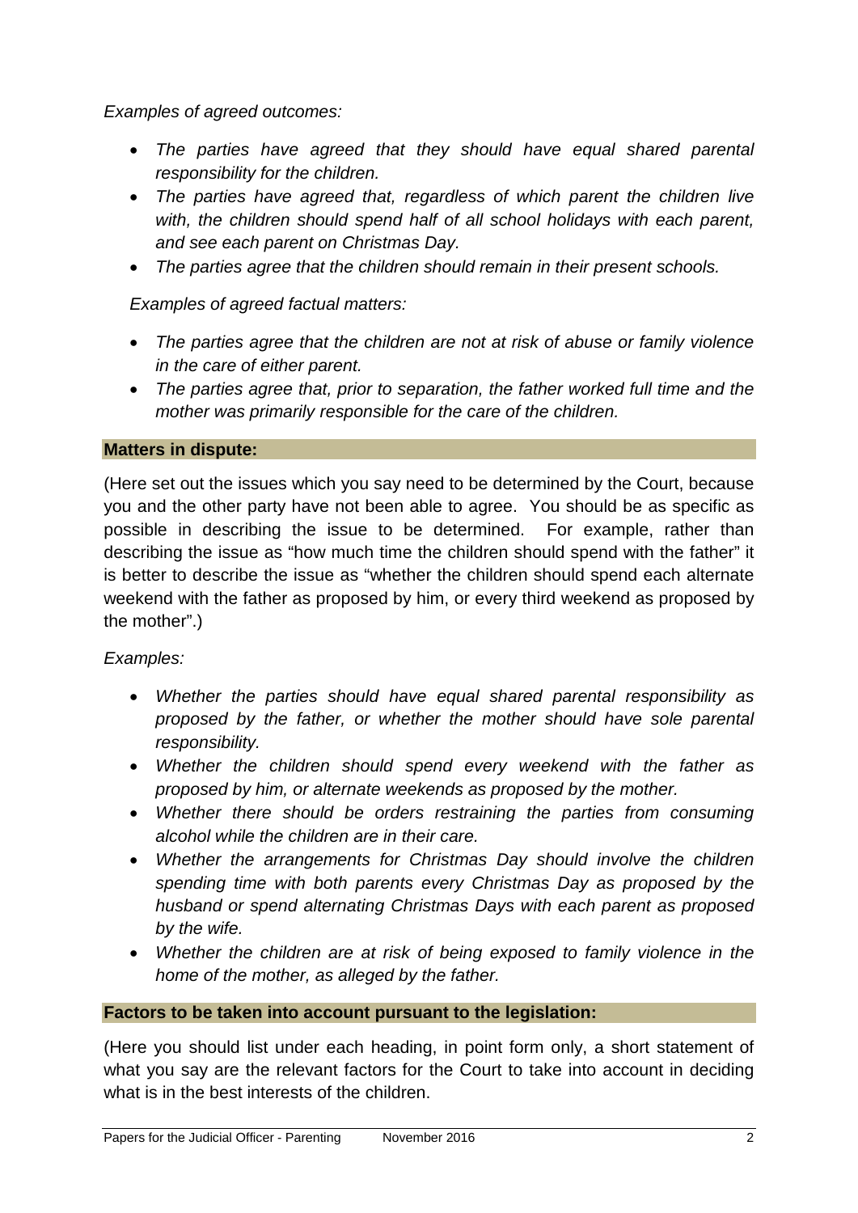*Examples of agreed outcomes:*

- *The parties have agreed that they should have equal shared parental responsibility for the children.*
- *The parties have agreed that, regardless of which parent the children live with, the children should spend half of all school holidays with each parent, and see each parent on Christmas Day.*
- *The parties agree that the children should remain in their present schools.*

*Examples of agreed factual matters:*

- *The parties agree that the children are not at risk of abuse or family violence in the care of either parent.*
- *The parties agree that, prior to separation, the father worked full time and the mother was primarily responsible for the care of the children.*

**Matters in dispute:**

(Here set out the issues which you say need to be determined by the Court, because you and the other party have not been able to agree. You should be as specific as possible in describing the issue to be determined. For example, rather than describing the issue as "how much time the children should spend with the father" it is better to describe the issue as "whether the children should spend each alternate weekend with the father as proposed by him, or every third weekend as proposed by the mother".)

*Examples:*

- *Whether the parties should have equal shared parental responsibility as proposed by the father, or whether the mother should have sole parental responsibility.*
- *Whether the children should spend every weekend with the father as proposed by him, or alternate weekends as proposed by the mother.*
- *Whether there should be orders restraining the parties from consuming alcohol while the children are in their care.*
- *Whether the arrangements for Christmas Day should involve the children spending time with both parents every Christmas Day as proposed by the husband or spend alternating Christmas Days with each parent as proposed by the wife.*
- *Whether the children are at risk of being exposed to family violence in the home of the mother, as alleged by the father.*

**Factors to be taken into account pursuant to the legislation:**

(Here you should list under each heading, in point form only, a short statement of what you say are the relevant factors for the Court to take into account in deciding what is in the best interests of the children.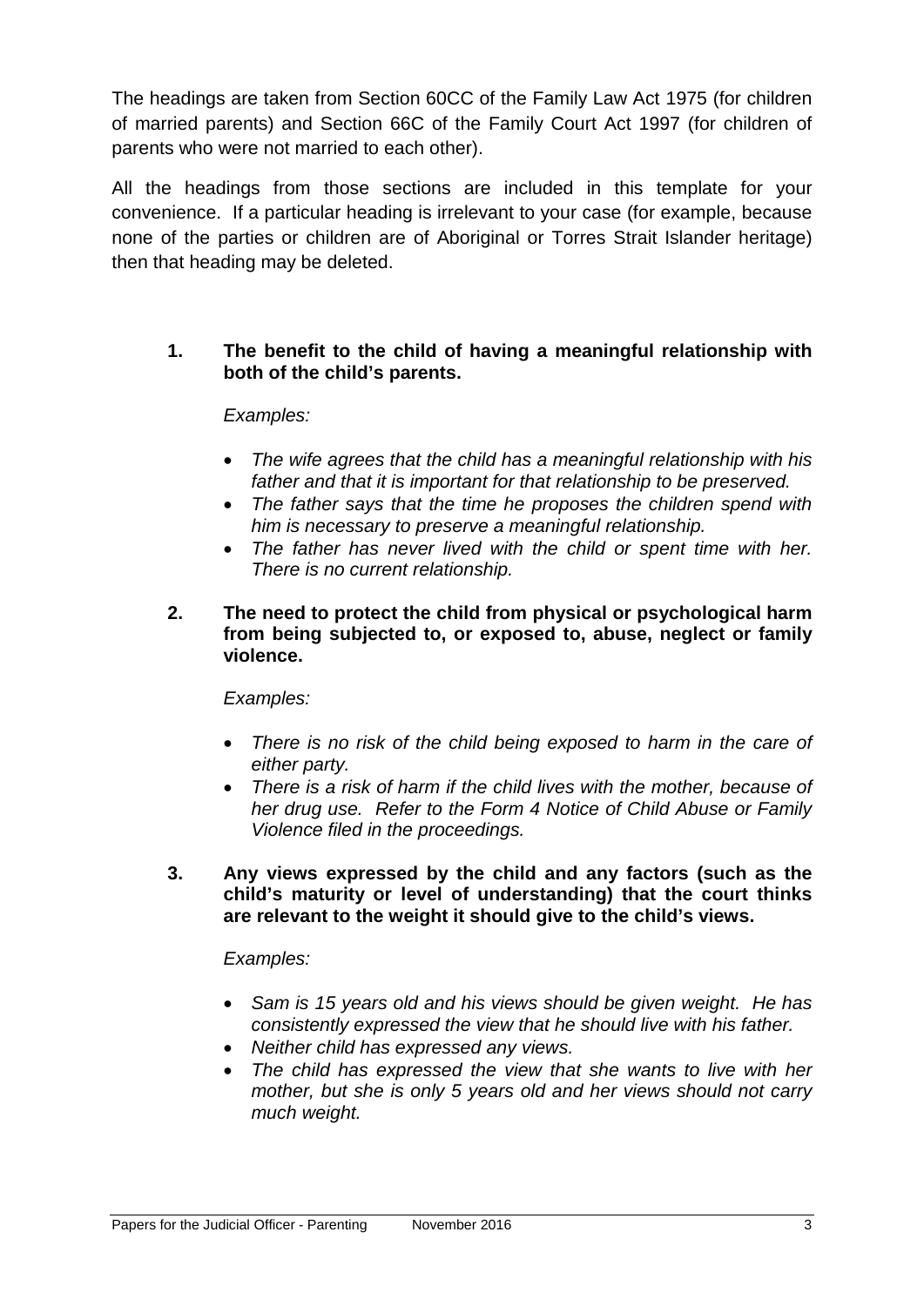The headings are taken from Section 60CC of the Family Law Act 1975 (for children of married parents) and Section 66C of the Family Court Act 1997 (for children of parents who were not married to each other).

All the headings from those sections are included in this template for your convenience. If a particular heading is irrelevant to your case (for example, because none of the parties or children are of Aboriginal or Torres Strait Islander heritage) then that heading may be deleted.

**1. The benefit to the child of having a meaningful relationship with both of the child's parents.**

*Examples:*

- *The wife agrees that the child has a meaningful relationship with his father and that it is important for that relationship to be preserved.*
- *The father says that the time he proposes the children spend with him is necessary to preserve a meaningful relationship.*
- *The father has never lived with the child or spent time with her. There is no current relationship.*

**2. The need to protect the child from physical or psychological harm from being subjected to, or exposed to, abuse, neglect or family violence.**

*Examples:*

- *There is no risk of the child being exposed to harm in the care of either party.*
- *There is a risk of harm if the child lives with the mother, because of her drug use. Refer to the Form 4 Notice of Child Abuse or Family Violence filed in the proceedings.*

**3. Any views expressed by the child and any factors (such as the child's maturity or level of understanding) that the court thinks are relevant to the weight it should give to the child's views.**

*Examples:*

- *Sam is 15 years old and his views should be given weight. He has consistently expressed the view that he should live with his father.*
- *Neither child has expressed any views.*
- *The child has expressed the view that she wants to live with her mother, but she is only 5 years old and her views should not carry much weight.*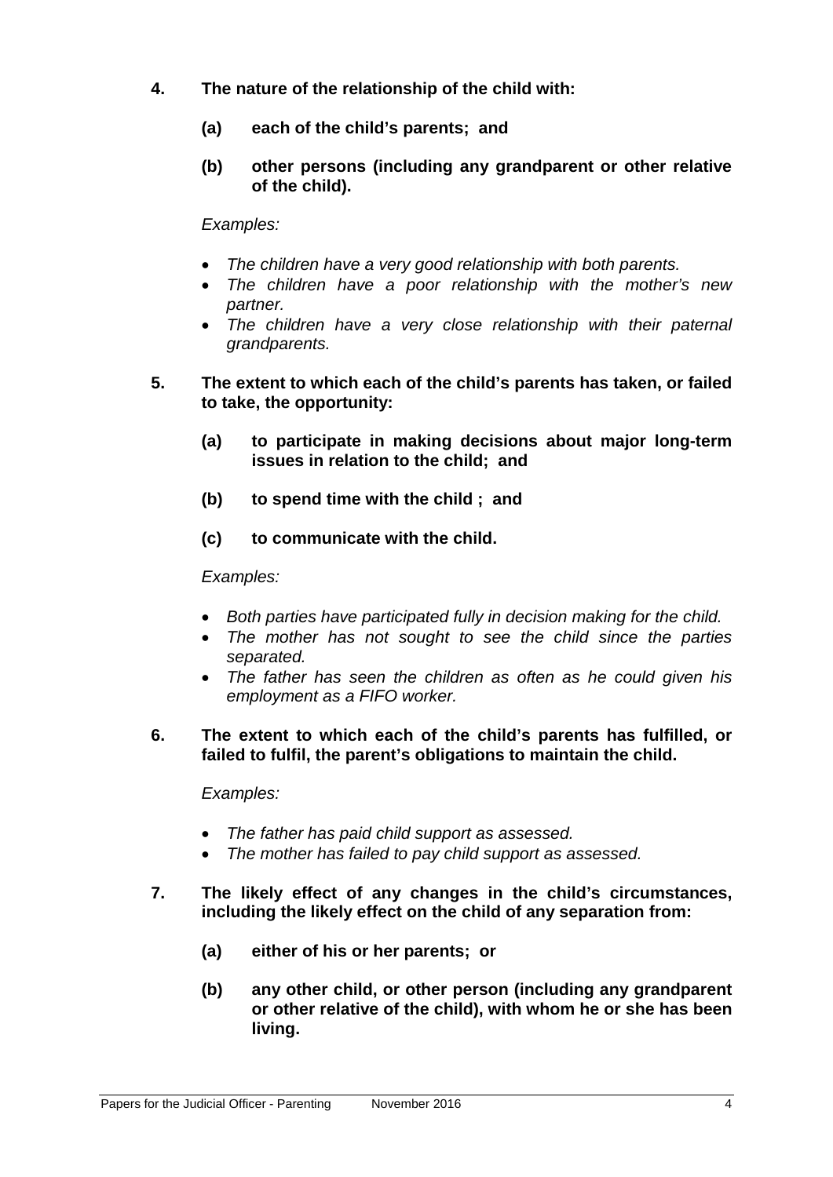**4. The nature of the relationship of the child with:**

**(a) each of the child's parents; and**

**(b) other persons (including any grandparent or other relative of the child).**

*Examples:*

- *The children have a very good relationship with both parents.*
- *The children have a poor relationship with the mother's new partner.*
- *The children have a very close relationship with their paternal grandparents.*

**5. The extent to which each of the child's parents has taken, or failed to take, the opportunity:**

**(a) to participate in making decisions about major long-term issues in relation to the child; and**

**(b) to spend time with the child ; and**

**(c) to communicate with the child.**

*Examples:*

- *Both parties have participated fully in decision making for the child.*
- *The mother has not sought to see the child since the parties separated.*
- *The father has seen the children as often as he could given his employment as a FIFO worker.*

**6. The extent to which each of the child's parents has fulfilled, or failed to fulfil, the parent's obligations to maintain the child.**

*Examples:*

- *The father has paid child support as assessed.*
- *The mother has failed to pay child support as assessed.*

**7. The likely effect of any changes in the child's circumstances, including the likely effect on the child of any separation from:**

**(a) either of his or her parents; or**

**(b) any other child, or other person (including any grandparent or other relative of the child), with whom he or she has been living.**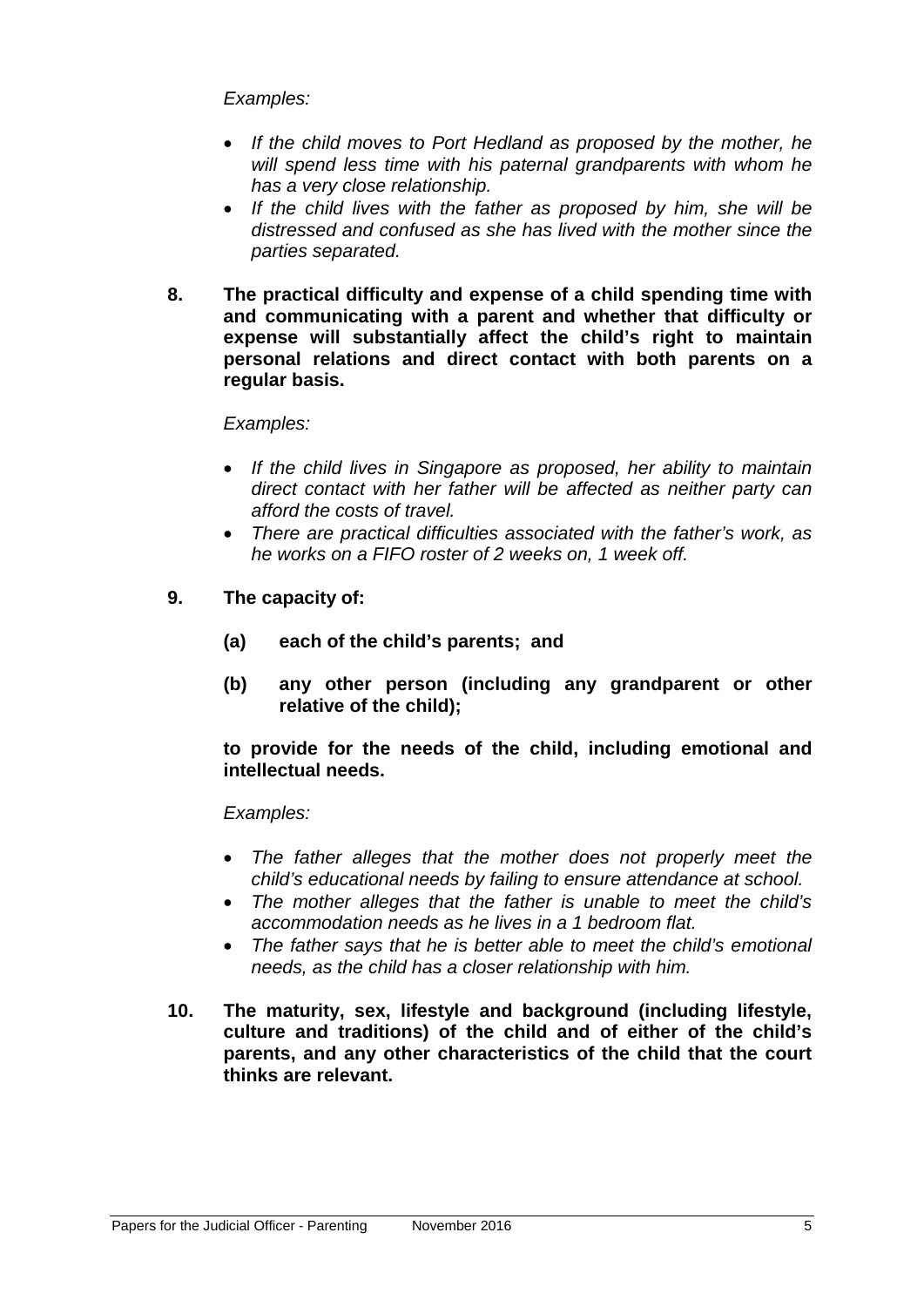*Examples:*

- *If the child moves to Port Hedland as proposed by the mother, he will spend less time with his paternal grandparents with whom he has a very close relationship.*
- *If the child lives with the father as proposed by him, she will be distressed and confused as she has lived with the mother since the parties separated.*

**8. The practical difficulty and expense of a child spending time with and communicating with a parent and whether that difficulty or expense will substantially affect the child's right to maintain personal relations and direct contact with both parents on a regular basis.**

*Examples:*

- *If the child lives in Singapore as proposed, her ability to maintain direct contact with her father will be affected as neither party can afford the costs of travel.*
- *There are practical difficulties associated with the father's work, as he works on a FIFO roster of 2 weeks on, 1 week off.*

**9. The capacity of:**

**(a) each of the child's parents; and**

**(b) any other person (including any grandparent or other relative of the child);**

**to provide for the needs of the child, including emotional and intellectual needs.**

*Examples:*

- *The father alleges that the mother does not properly meet the child's educational needs by failing to ensure attendance at school.*
- *The mother alleges that the father is unable to meet the child's accommodation needs as he lives in a 1 bedroom flat.*
- *The father says that he is better able to meet the child's emotional needs, as the child has a closer relationship with him.*

**10. The maturity, sex, lifestyle and background (including lifestyle, culture and traditions) of the child and of either of the child's parents, and any other characteristics of the child that the court thinks are relevant.**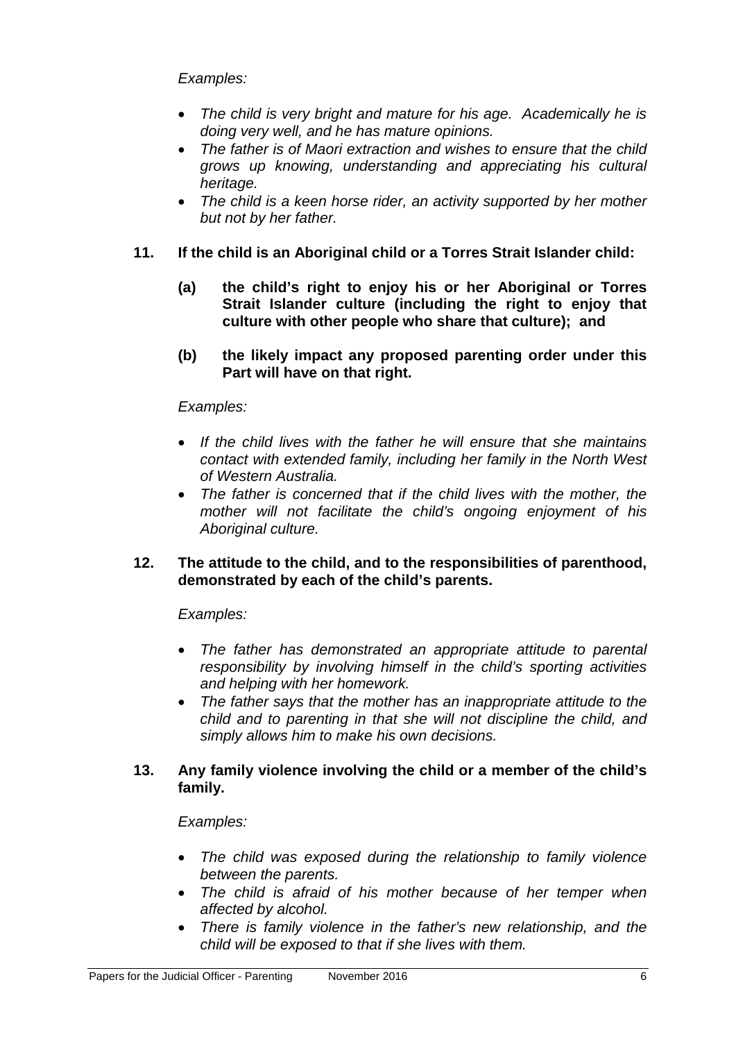*Examples:*

- *The child is very bright and mature for his age. Academically he is doing very well, and he has mature opinions.*
- *The father is of Maori extraction and wishes to ensure that the child grows up knowing, understanding and appreciating his cultural heritage.*
- *The child is a keen horse rider, an activity supported by her mother but not by her father.*

**11. If the child is an Aboriginal child or a Torres Strait Islander child:**

**(a) the child's right to enjoy his or her Aboriginal or Torres Strait Islander culture (including the right to enjoy that culture with other people who share that culture); and**

**(b) the likely impact any proposed parenting order under this Part will have on that right.**

*Examples:*

- *If the child lives with the father he will ensure that she maintains contact with extended family, including her family in the North West of Western Australia.*
- *The father is concerned that if the child lives with the mother, the mother will not facilitate the child's ongoing enjoyment of his Aboriginal culture.*

**12. The attitude to the child, and to the responsibilities of parenthood, demonstrated by each of the child's parents.**

*Examples:*

- *The father has demonstrated an appropriate attitude to parental responsibility by involving himself in the child's sporting activities and helping with her homework.*
- *The father says that the mother has an inappropriate attitude to the child and to parenting in that she will not discipline the child, and simply allows him to make his own decisions.*

**13. Any family violence involving the child or a member of the child's family.**

*Examples:*

- *The child was exposed during the relationship to family violence between the parents.*
- *The child is afraid of his mother because of her temper when affected by alcohol.*
- *There is family violence in the father's new relationship, and the child will be exposed to that if she lives with them.*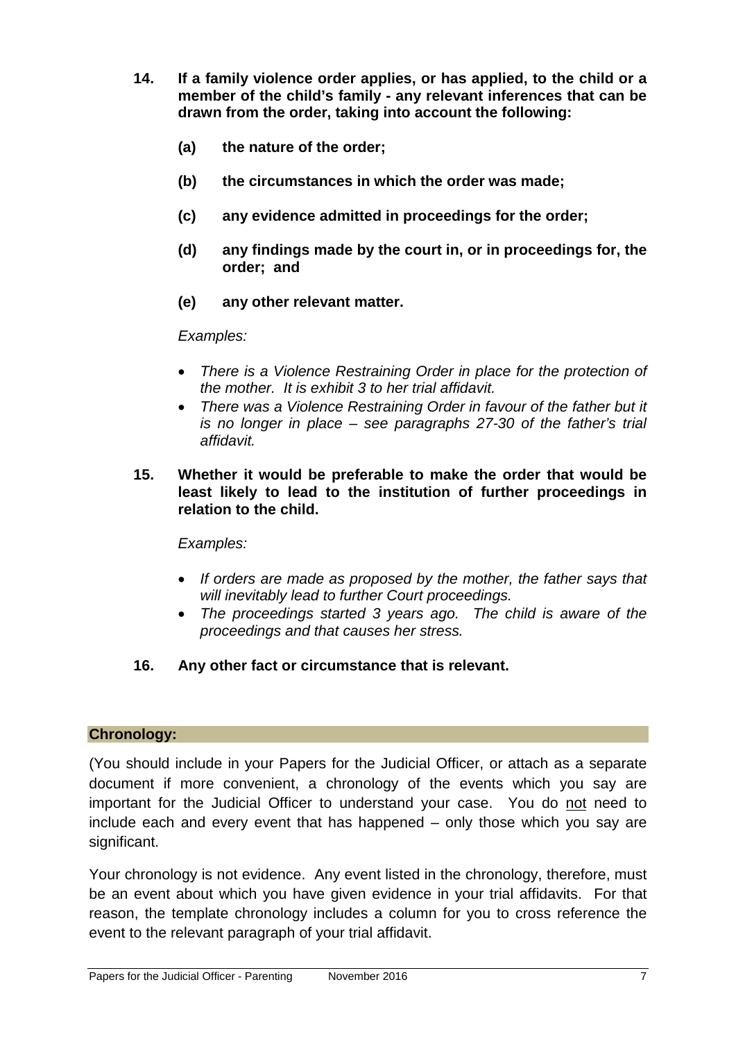**14. If a family violence order applies, or has applied, to the child or a member of the child's family - any relevant inferences that can be drawn from the order, taking into account the following:**

**(a) the nature of the order;**

**(b) the circumstances in which the order was made;**

**(c) any evidence admitted in proceedings for the order;**

**(d) any findings made by the court in, or in proceedings for, the order; and**

**(e) any other relevant matter.**

*Examples:*

- *There is a Violence Restraining Order in place for the protection of the mother. It is exhibit 3 to her trial affidavit.*
- *There was a Violence Restraining Order in favour of the father but it is no longer in place – see paragraphs 27-30 of the father's trial affidavit.*

**15. Whether it would be preferable to make the order that would be least likely to lead to the institution of further proceedings in relation to the child.**

*Examples:*

- *If orders are made as proposed by the mother, the father says that will inevitably lead to further Court proceedings.*
- *The proceedings started 3 years ago. The child is aware of the proceedings and that causes her stress.*

**16. Any other fact or circumstance that is relevant.**

## Chronology:

(You should include in your Papers for the Judicial Officer, or attach as a separate document if more convenient, a chronology of the events which you say are important for the Judicial Officer to understand your case. You do not need to include each and every event that has happened – only those which you say are significant.

Your chronology is not evidence. Any event listed in the chronology, therefore, must be an event about which you have given evidence in your trial affidavits. For that reason, the template chronology includes a column for you to cross reference the event to the relevant paragraph of your trial affidavit.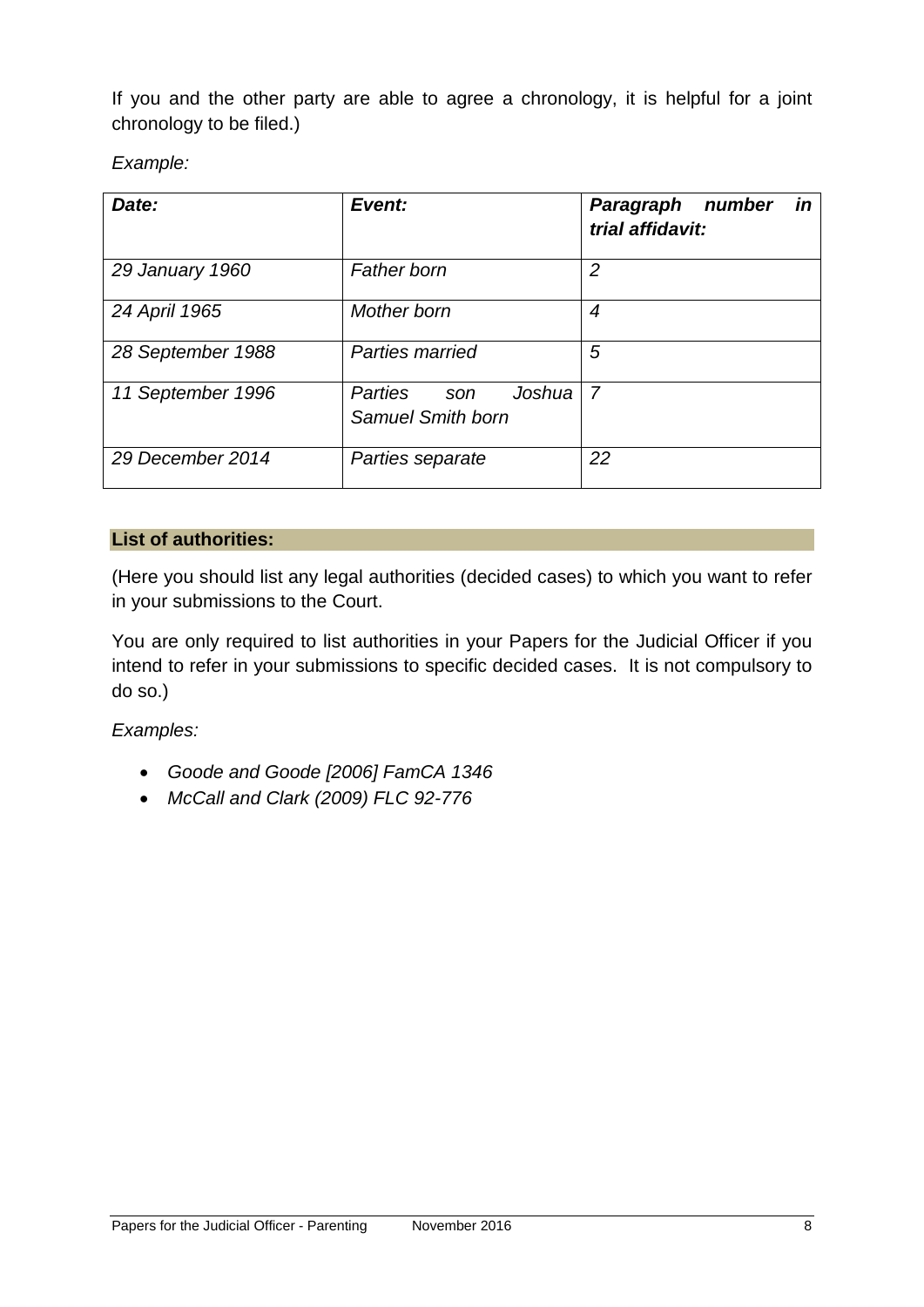If you and the other party are able to agree a chronology, it is helpful for a joint chronology to be filed.)

*Example:*

| ***Date:*** | ***Event:*** | ***Paragraph number in trial affidavit:*** |
|---|---|---|
| *29 January 1960* | *Father born* | *2* |
| *24 April 1965* | *Mother born* | *4* |
| *28 September 1988* | *Parties married* | *5* |
| *11 September 1996* | *Parties son Joshua Samuel Smith born* | *7* |
| *29 December 2014* | *Parties separate* | *22* |

## List of authorities:

(Here you should list any legal authorities (decided cases) to which you want to refer in your submissions to the Court.

You are only required to list authorities in your Papers for the Judicial Officer if you intend to refer in your submissions to specific decided cases. It is not compulsory to do so.)

*Examples:*

- *Goode and Goode [2006] FamCA 1346*
- *McCall and Clark (2009) FLC 92-776*